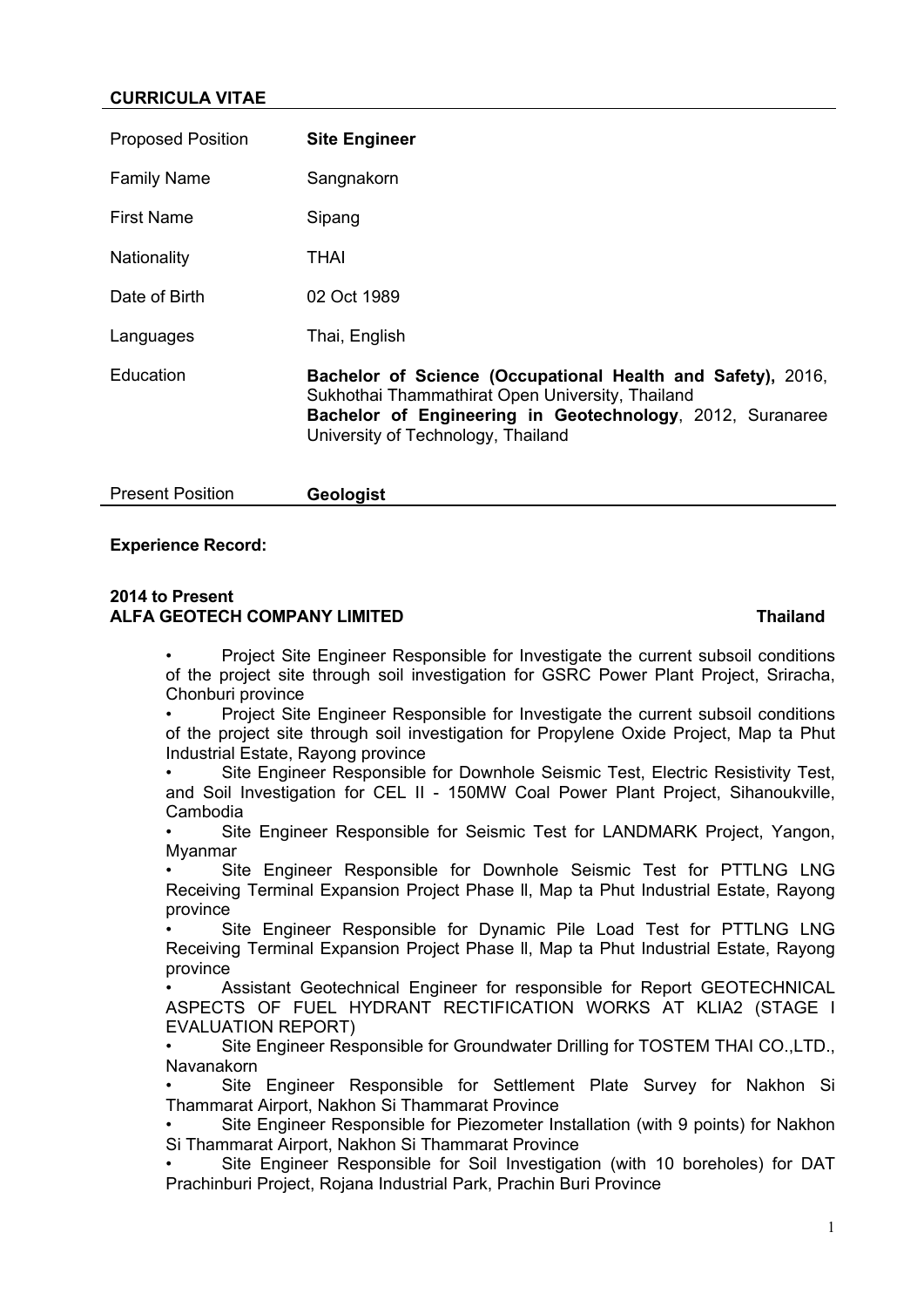**CURRICULA VITAE**

| | |
|---|---|
| Proposed Position | **Site Engineer** |
| Family Name | Sangnakorn |
| First Name | Sipang |
| Nationality | THAI |
| Date of Birth | 02 Oct 1989 |
| Languages | Thai, English |
| Education | **Bachelor of Science (Occupational Health and Safety),** 2016, Sukhothai Thammathirat Open University, Thailand<br>**Bachelor of Engineering in Geotechnology**, 2012, Suranaree University of Technology, Thailand |
| Present Position | **Geologist** |

**Experience Record:**

**2014 to Present**
**ALFA GEOTECH COMPANY LIMITED** **Thailand**

- Project Site Engineer Responsible for Investigate the current subsoil conditions of the project site through soil investigation for GSRC Power Plant Project, Sriracha, Chonburi province
- Project Site Engineer Responsible for Investigate the current subsoil conditions of the project site through soil investigation for Propylene Oxide Project, Map ta Phut Industrial Estate, Rayong province
- Site Engineer Responsible for Downhole Seismic Test, Electric Resistivity Test, and Soil Investigation for CEL II - 150MW Coal Power Plant Project, Sihanoukville, Cambodia
- Site Engineer Responsible for Seismic Test for LANDMARK Project, Yangon, Myanmar
- Site Engineer Responsible for Downhole Seismic Test for PTTLNG LNG Receiving Terminal Expansion Project Phase ll, Map ta Phut Industrial Estate, Rayong province
- Site Engineer Responsible for Dynamic Pile Load Test for PTTLNG LNG Receiving Terminal Expansion Project Phase ll, Map ta Phut Industrial Estate, Rayong province
- Assistant Geotechnical Engineer for responsible for Report GEOTECHNICAL ASPECTS OF FUEL HYDRANT RECTIFICATION WORKS AT KLIA2 (STAGE I EVALUATION REPORT)
- Site Engineer Responsible for Groundwater Drilling for TOSTEM THAI CO.,LTD., Navanakorn
- Site Engineer Responsible for Settlement Plate Survey for Nakhon Si Thammarat Airport, Nakhon Si Thammarat Province
- Site Engineer Responsible for Piezometer Installation (with 9 points) for Nakhon Si Thammarat Airport, Nakhon Si Thammarat Province
- Site Engineer Responsible for Soil Investigation (with 10 boreholes) for DAT Prachinburi Project, Rojana Industrial Park, Prachin Buri Province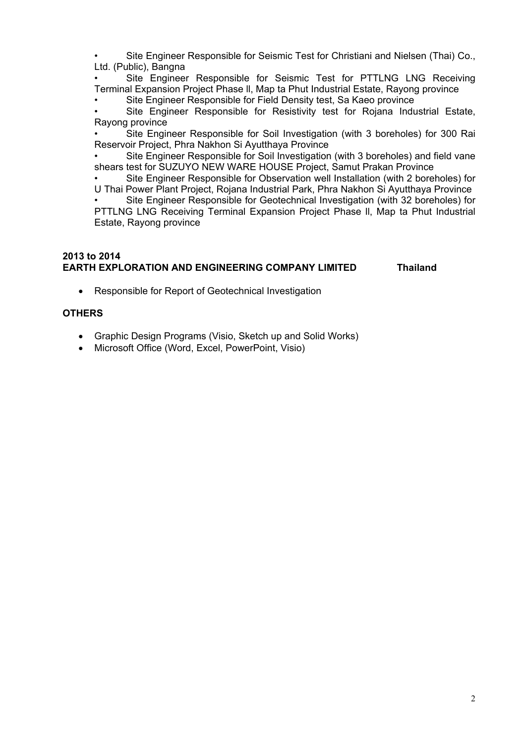- Site Engineer Responsible for Seismic Test for Christiani and Nielsen (Thai) Co., Ltd. (Public), Bangna
- Site Engineer Responsible for Seismic Test for PTTLNG LNG Receiving Terminal Expansion Project Phase ll, Map ta Phut Industrial Estate, Rayong province
- Site Engineer Responsible for Field Density test, Sa Kaeo province
- Site Engineer Responsible for Resistivity test for Rojana Industrial Estate, Rayong province
- Site Engineer Responsible for Soil Investigation (with 3 boreholes) for 300 Rai Reservoir Project, Phra Nakhon Si Ayutthaya Province
- Site Engineer Responsible for Soil Investigation (with 3 boreholes) and field vane shears test for SUZUYO NEW WARE HOUSE Project, Samut Prakan Province
- Site Engineer Responsible for Observation well Installation (with 2 boreholes) for U Thai Power Plant Project, Rojana Industrial Park, Phra Nakhon Si Ayutthaya Province
- Site Engineer Responsible for Geotechnical Investigation (with 32 boreholes) for PTTLNG LNG Receiving Terminal Expansion Project Phase ll, Map ta Phut Industrial Estate, Rayong province

**2013 to 2014**
**EARTH EXPLORATION AND ENGINEERING COMPANY LIMITED Thailand**

- Responsible for Report of Geotechnical Investigation

**OTHERS**

- Graphic Design Programs (Visio, Sketch up and Solid Works)
- Microsoft Office (Word, Excel, PowerPoint, Visio)